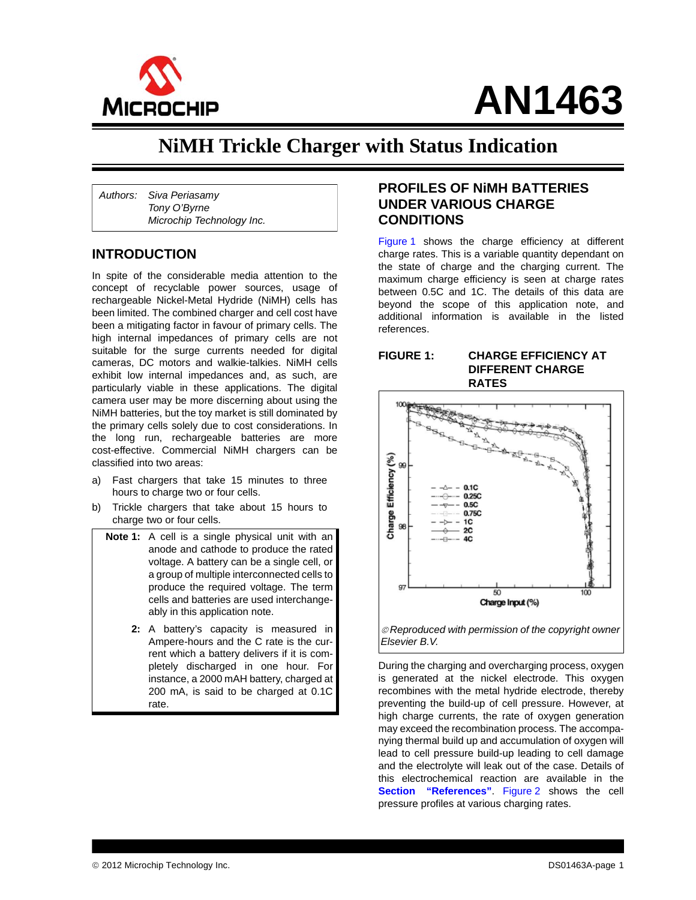# AN1463

# NiMH Trickle Charger with Status Indication

*Authors: Siva Periasamy*
*Tony O'Byrne*
*Microchip Technology Inc.*

## INTRODUCTION

In spite of the considerable media attention to the concept of recyclable power sources, usage of rechargeable Nickel-Metal Hydride (NiMH) cells has been limited. The combined charger and cell cost have been a mitigating factor in favour of primary cells. The high internal impedances of primary cells are not suitable for the surge currents needed for digital cameras, DC motors and walkie-talkies. NiMH cells exhibit low internal impedances and, as such, are particularly viable in these applications. The digital camera user may be more discerning about using the NiMH batteries, but the toy market is still dominated by the primary cells solely due to cost considerations. In the long run, rechargeable batteries are more cost-effective. Commercial NiMH chargers can be classified into two areas:

a) Fast chargers that take 15 minutes to three hours to charge two or four cells.

b) Trickle chargers that take about 15 hours to charge two or four cells.

**Note 1:** A cell is a single physical unit with an anode and cathode to produce the rated voltage. A battery can be a single cell, or a group of multiple interconnected cells to produce the required voltage. The term cells and batteries are used interchangeably in this application note.

**2:** A battery's capacity is measured in Ampere-hours and the C rate is the current which a battery delivers if it is completely discharged in one hour. For instance, a 2000 mAH battery, charged at 200 mA, is said to be charged at 0.1C rate.

## PROFILES OF NiMH BATTERIES UNDER VARIOUS CHARGE CONDITIONS

Figure 1 shows the charge efficiency at different charge rates. This is a variable quantity dependant on the state of charge and the charging current. The maximum charge efficiency is seen at charge rates between 0.5C and 1C. The details of this data are beyond the scope of this application note, and additional information is available in the listed references.

**FIGURE 1: CHARGE EFFICIENCY AT DIFFERENT CHARGE RATES**

*©Reproduced with permission of the copyright owner Elsevier B.V.*

During the charging and overcharging process, oxygen is generated at the nickel electrode. This oxygen recombines with the metal hydride electrode, thereby preventing the build-up of cell pressure. However, at high charge currents, the rate of oxygen generation may exceed the recombination process. The accompanying thermal build up and accumulation of oxygen will lead to cell pressure build-up leading to cell damage and the electrolyte will leak out of the case. Details of this electrochemical reaction are available in the **Section "References"**. Figure 2 shows the cell pressure profiles at various charging rates.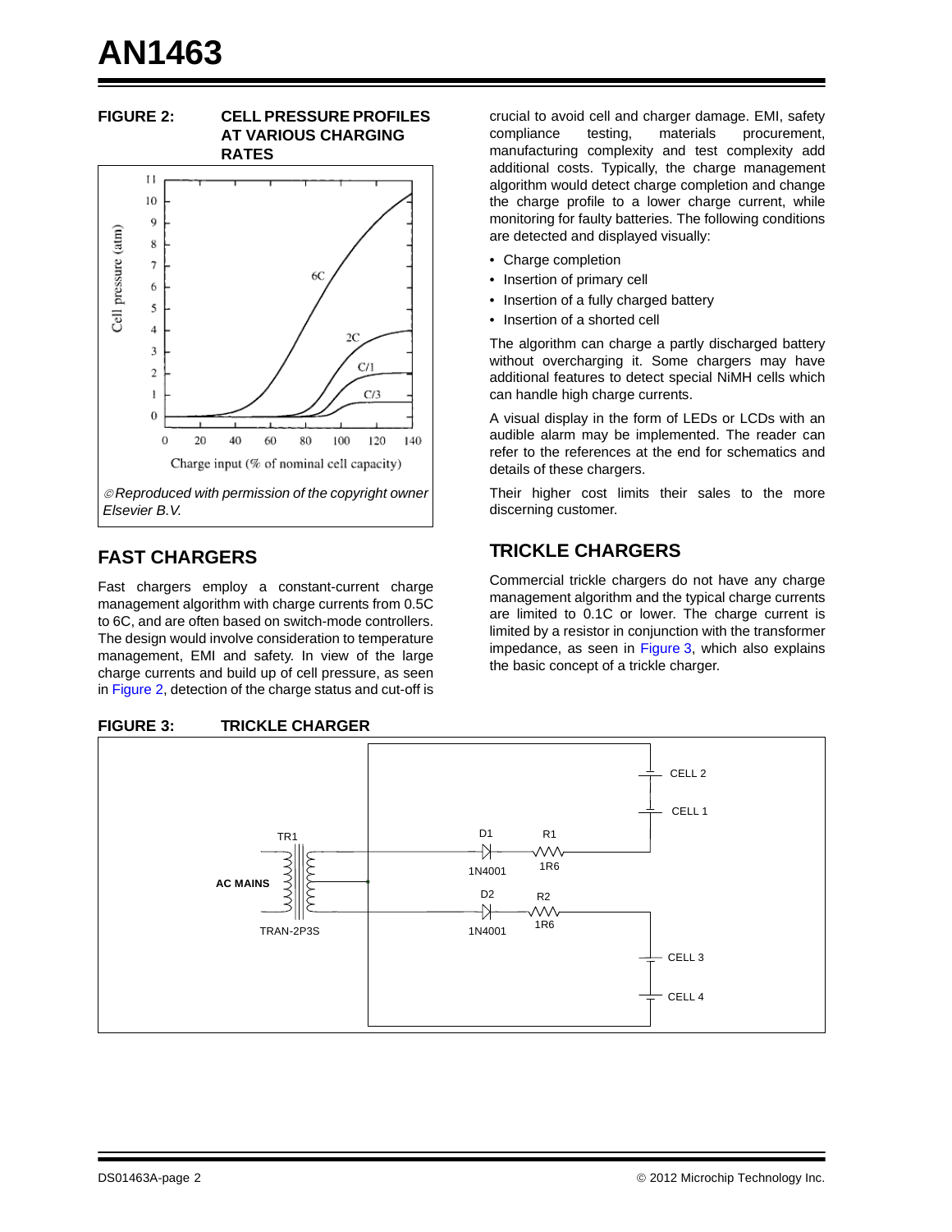**FIGURE 2: CELL PRESSURE PROFILES AT VARIOUS CHARGING RATES**

*©Reproduced with permission of the copyright owner Elsevier B.V.*

## FAST CHARGERS

Fast chargers employ a constant-current charge management algorithm with charge currents from 0.5C to 6C, and are often based on switch-mode controllers. The design would involve consideration to temperature management, EMI and safety. In view of the large charge currents and build up of cell pressure, as seen in Figure 2, detection of the charge status and cut-off is crucial to avoid cell and charger damage. EMI, safety compliance testing, materials procurement, manufacturing complexity and test complexity add additional costs. Typically, the charge management algorithm would detect charge completion and change the charge profile to a lower charge current, while monitoring for faulty batteries. The following conditions are detected and displayed visually:

- Charge completion
- Insertion of primary cell
- Insertion of a fully charged battery
- Insertion of a shorted cell

The algorithm can charge a partly discharged battery without overcharging it. Some chargers may have additional features to detect special NiMH cells which can handle high charge currents.

A visual display in the form of LEDs or LCDs with an audible alarm may be implemented. The reader can refer to the references at the end for schematics and details of these chargers.

Their higher cost limits their sales to the more discerning customer.

## TRICKLE CHARGERS

Commercial trickle chargers do not have any charge management algorithm and the typical charge currents are limited to 0.1C or lower. The charge current is limited by a resistor in conjunction with the transformer impedance, as seen in Figure 3, which also explains the basic concept of a trickle charger.

**FIGURE 3: TRICKLE CHARGER**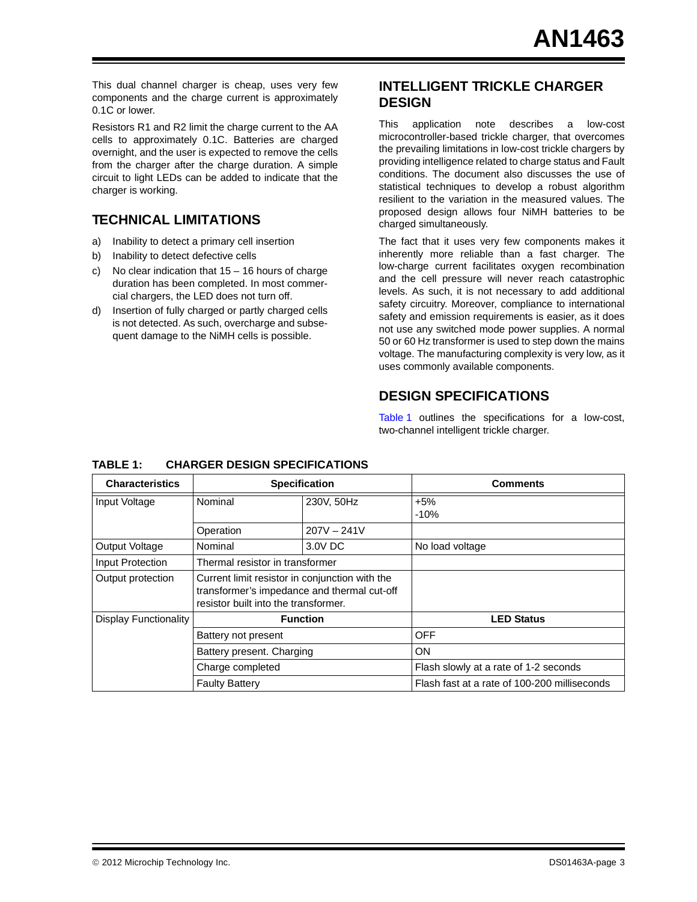This dual channel charger is cheap, uses very few components and the charge current is approximately 0.1C or lower.

Resistors R1 and R2 limit the charge current to the AA cells to approximately 0.1C. Batteries are charged overnight, and the user is expected to remove the cells from the charger after the charge duration. A simple circuit to light LEDs can be added to indicate that the charger is working.

## TECHNICAL LIMITATIONS

a) Inability to detect a primary cell insertion
b) Inability to detect defective cells
c) No clear indication that 15 – 16 hours of charge duration has been completed. In most commercial chargers, the LED does not turn off.
d) Insertion of fully charged or partly charged cells is not detected. As such, overcharge and subsequent damage to the NiMH cells is possible.

## INTELLIGENT TRICKLE CHARGER DESIGN

This application note describes a low-cost microcontroller-based trickle charger, that overcomes the prevailing limitations in low-cost trickle chargers by providing intelligence related to charge status and Fault conditions. The document also discusses the use of statistical techniques to develop a robust algorithm resilient to the variation in the measured values. The proposed design allows four NiMH batteries to be charged simultaneously.

The fact that it uses very few components makes it inherently more reliable than a fast charger. The low-charge current facilitates oxygen recombination and the cell pressure will never reach catastrophic levels. As such, it is not necessary to add additional safety circuitry. Moreover, compliance to international safety and emission requirements is easier, as it does not use any switched mode power supplies. A normal 50 or 60 Hz transformer is used to step down the mains voltage. The manufacturing complexity is very low, as it uses commonly available components.

## DESIGN SPECIFICATIONS

Table 1 outlines the specifications for a low-cost, two-channel intelligent trickle charger.

**TABLE 1: CHARGER DESIGN SPECIFICATIONS**

| Characteristics | Specification | | Comments |
|---|---|---|---|
| Input Voltage | Nominal | 230V, 50Hz | +5%<br>-10% |
| | Operation | 207V – 241V | |
| Output Voltage | Nominal | 3.0V DC | No load voltage |
| Input Protection | Thermal resistor in transformer | | |
| Output protection | Current limit resistor in conjunction with the transformer's impedance and thermal cut-off resistor built into the transformer. | | |
| Display Functionality | **Function** | | **LED Status** |
| | Battery not present | | OFF |
| | Battery present. Charging | | ON |
| | Charge completed | | Flash slowly at a rate of 1-2 seconds |
| | Faulty Battery | | Flash fast at a rate of 100-200 milliseconds |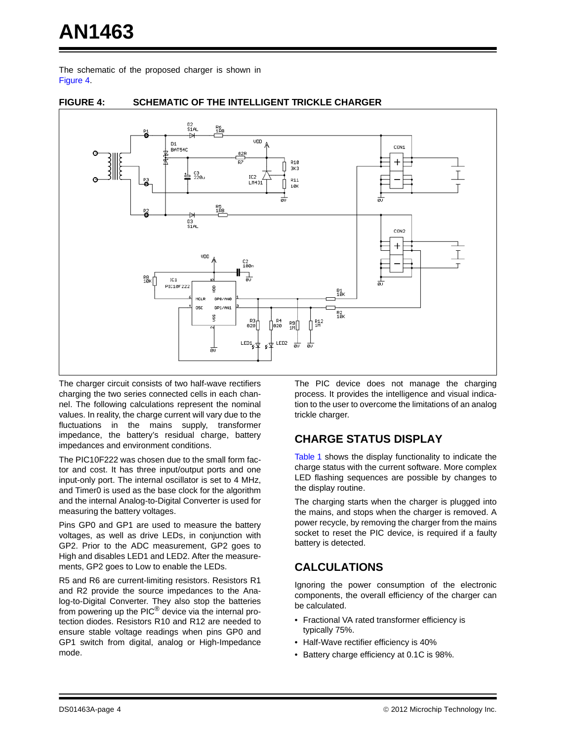The schematic of the proposed charger is shown in Figure 4.

**FIGURE 4: SCHEMATIC OF THE INTELLIGENT TRICKLE CHARGER**

The charger circuit consists of two half-wave rectifiers charging the two series connected cells in each channel. The following calculations represent the nominal values. In reality, the charge current will vary due to the fluctuations in the mains supply, transformer impedance, the battery's residual charge, battery impedances and environment conditions.

The PIC10F222 was chosen due to the small form factor and cost. It has three input/output ports and one input-only port. The internal oscillator is set to 4 MHz, and Timer0 is used as the base clock for the algorithm and the internal Analog-to-Digital Converter is used for measuring the battery voltages.

Pins GP0 and GP1 are used to measure the battery voltages, as well as drive LEDs, in conjunction with GP2. Prior to the ADC measurement, GP2 goes to High and disables LED1 and LED2. After the measurements, GP2 goes to Low to enable the LEDs.

R5 and R6 are current-limiting resistors. Resistors R1 and R2 provide the source impedances to the Analog-to-Digital Converter. They also stop the batteries from powering up the PIC® device via the internal protection diodes. Resistors R10 and R12 are needed to ensure stable voltage readings when pins GP0 and GP1 switch from digital, analog or High-Impedance mode.

The PIC device does not manage the charging process. It provides the intelligence and visual indication to the user to overcome the limitations of an analog trickle charger.

## CHARGE STATUS DISPLAY

Table 1 shows the display functionality to indicate the charge status with the current software. More complex LED flashing sequences are possible by changes to the display routine.

The charging starts when the charger is plugged into the mains, and stops when the charger is removed. A power recycle, by removing the charger from the mains socket to reset the PIC device, is required if a faulty battery is detected.

## CALCULATIONS

Ignoring the power consumption of the electronic components, the overall efficiency of the charger can be calculated.

- Fractional VA rated transformer efficiency is typically 75%.
- Half-Wave rectifier efficiency is 40%
- Battery charge efficiency at 0.1C is 98%.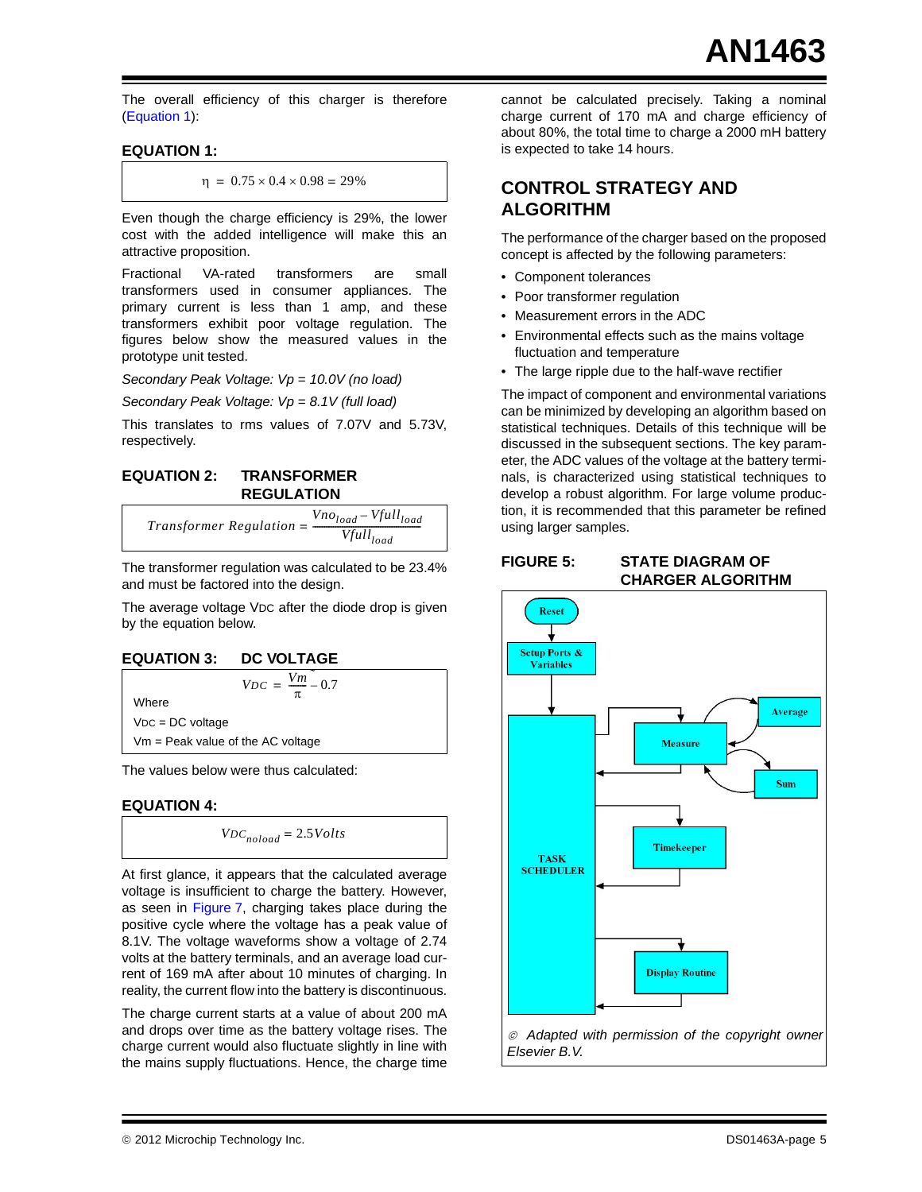The overall efficiency of this charger is therefore (Equation 1):

**EQUATION 1:**

$$\eta = 0.75 \times 0.4 \times 0.98 = 29\%$$

Even though the charge efficiency is 29%, the lower cost with the added intelligence will make this an attractive proposition.

Fractional VA-rated transformers are small transformers used in consumer appliances. The primary current is less than 1 amp, and these transformers exhibit poor voltage regulation. The figures below show the measured values in the prototype unit tested.

*Secondary Peak Voltage: Vp = 10.0V (no load)*

*Secondary Peak Voltage: Vp = 8.1V (full load)*

This translates to rms values of 7.07V and 5.73V, respectively.

**EQUATION 2: TRANSFORMER REGULATION**

$$Transformer\ Regulation = \frac{Vno_{load} - Vfull_{load}}{Vfull_{load}}$$

The transformer regulation was calculated to be 23.4% and must be factored into the design.

The average voltage $V_{DC}$ after the diode drop is given by the equation below.

**EQUATION 3: DC VOLTAGE**

$$V_{DC} = \frac{Vm}{\pi} - 0.7$$

Where

$V_{DC}$ = DC voltage

Vm = Peak value of the AC voltage

The values below were thus calculated:

**EQUATION 4:**

$$VDC_{noload} = 2.5Volts$$

At first glance, it appears that the calculated average voltage is insufficient to charge the battery. However, as seen in Figure 7, charging takes place during the positive cycle where the voltage has a peak value of 8.1V. The voltage waveforms show a voltage of 2.74 volts at the battery terminals, and an average load current of 169 mA after about 10 minutes of charging. In reality, the current flow into the battery is discontinuous.

The charge current starts at a value of about 200 mA and drops over time as the battery voltage rises. The charge current would also fluctuate slightly in line with the mains supply fluctuations. Hence, the charge time cannot be calculated precisely. Taking a nominal charge current of 170 mA and charge efficiency of about 80%, the total time to charge a 2000 mH battery is expected to take 14 hours.

## CONTROL STRATEGY AND ALGORITHM

The performance of the charger based on the proposed concept is affected by the following parameters:

- Component tolerances
- Poor transformer regulation
- Measurement errors in the ADC
- Environmental effects such as the mains voltage fluctuation and temperature
- The large ripple due to the half-wave rectifier

The impact of component and environmental variations can be minimized by developing an algorithm based on statistical techniques. Details of this technique will be discussed in the subsequent sections. The key parameter, the ADC values of the voltage at the battery terminals, is characterized using statistical techniques to develop a robust algorithm. For large volume production, it is recommended that this parameter be refined using larger samples.

**FIGURE 5: STATE DIAGRAM OF CHARGER ALGORITHM**

Reset → Setup Ports & Variables → TASK SCHEDULER; TASK SCHEDULER ↔ Measure (↔ Average, Sum); TASK SCHEDULER ↔ Timekeeper; TASK SCHEDULER ↔ Display Routine

*© Adapted with permission of the copyright owner Elsevier B.V.*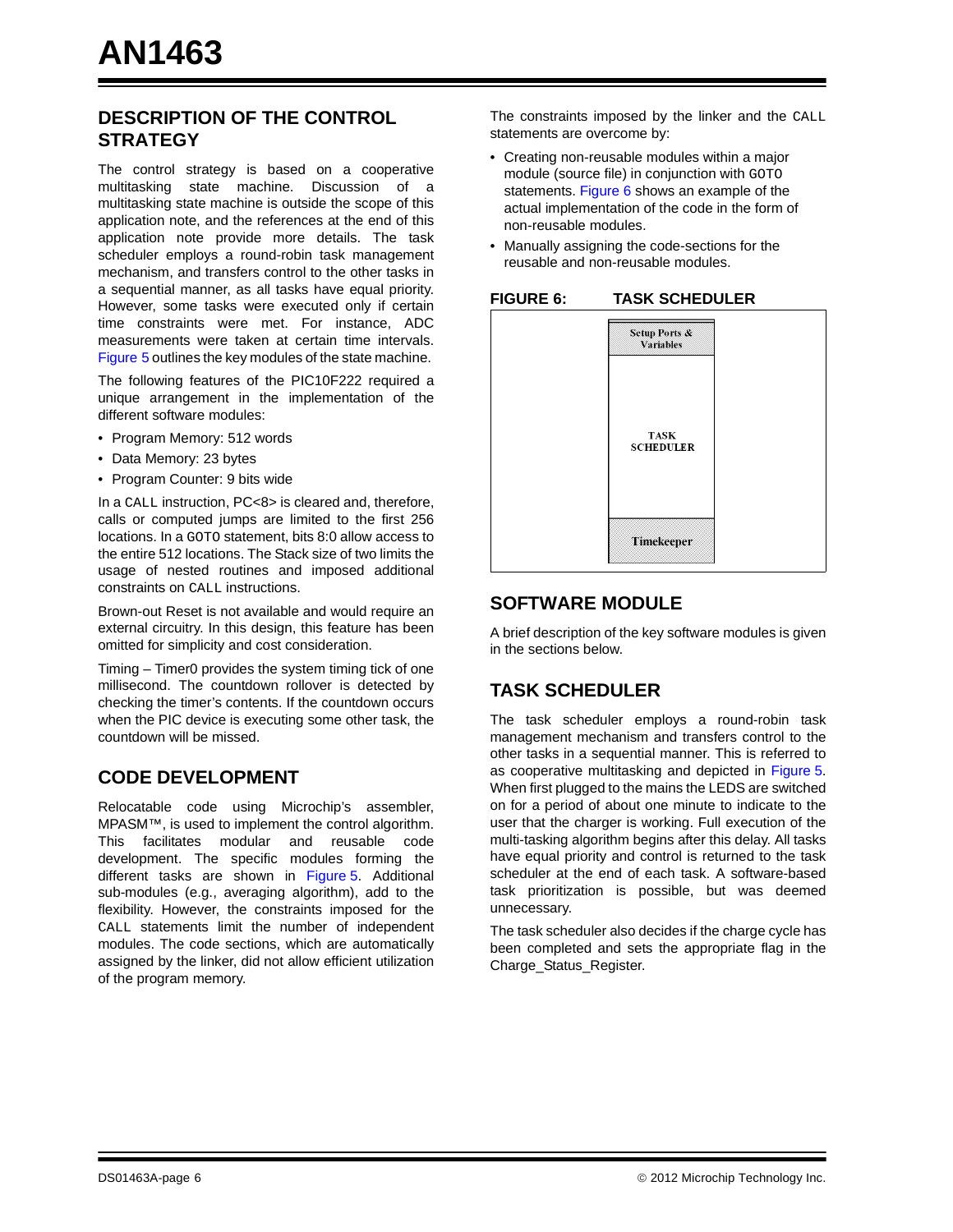## DESCRIPTION OF THE CONTROL STRATEGY

The control strategy is based on a cooperative multitasking state machine. Discussion of a multitasking state machine is outside the scope of this application note, and the references at the end of this application note provide more details. The task scheduler employs a round-robin task management mechanism, and transfers control to the other tasks in a sequential manner, as all tasks have equal priority. However, some tasks were executed only if certain time constraints were met. For instance, ADC measurements were taken at certain time intervals. Figure 5 outlines the key modules of the state machine.

The following features of the PIC10F222 required a unique arrangement in the implementation of the different software modules:

- Program Memory: 512 words
- Data Memory: 23 bytes
- Program Counter: 9 bits wide

In a CALL instruction, PC<8> is cleared and, therefore, calls or computed jumps are limited to the first 256 locations. In a GOTO statement, bits 8:0 allow access to the entire 512 locations. The Stack size of two limits the usage of nested routines and imposed additional constraints on CALL instructions.

Brown-out Reset is not available and would require an external circuitry. In this design, this feature has been omitted for simplicity and cost consideration.

Timing – Timer0 provides the system timing tick of one millisecond. The countdown rollover is detected by checking the timer's contents. If the countdown occurs when the PIC device is executing some other task, the countdown will be missed.

## CODE DEVELOPMENT

Relocatable code using Microchip's assembler, MPASM™, is used to implement the control algorithm. This facilitates modular and reusable code development. The specific modules forming the different tasks are shown in Figure 5. Additional sub-modules (e.g., averaging algorithm), add to the flexibility. However, the constraints imposed for the CALL statements limit the number of independent modules. The code sections, which are automatically assigned by the linker, did not allow efficient utilization of the program memory.

The constraints imposed by the linker and the CALL statements are overcome by:

- Creating non-reusable modules within a major module (source file) in conjunction with GOTO statements. Figure 6 shows an example of the actual implementation of the code in the form of non-reusable modules.
- Manually assigning the code-sections for the reusable and non-reusable modules.

**FIGURE 6: TASK SCHEDULER**

| Setup Ports & Variables |
|---|
| TASK SCHEDULER |
| Timekeeper |

## SOFTWARE MODULE

A brief description of the key software modules is given in the sections below.

## TASK SCHEDULER

The task scheduler employs a round-robin task management mechanism and transfers control to the other tasks in a sequential manner. This is referred to as cooperative multitasking and depicted in Figure 5. When first plugged to the mains the LEDS are switched on for a period of about one minute to indicate to the user that the charger is working. Full execution of the multi-tasking algorithm begins after this delay. All tasks have equal priority and control is returned to the task scheduler at the end of each task. A software-based task prioritization is possible, but was deemed unnecessary.

The task scheduler also decides if the charge cycle has been completed and sets the appropriate flag in the Charge_Status_Register.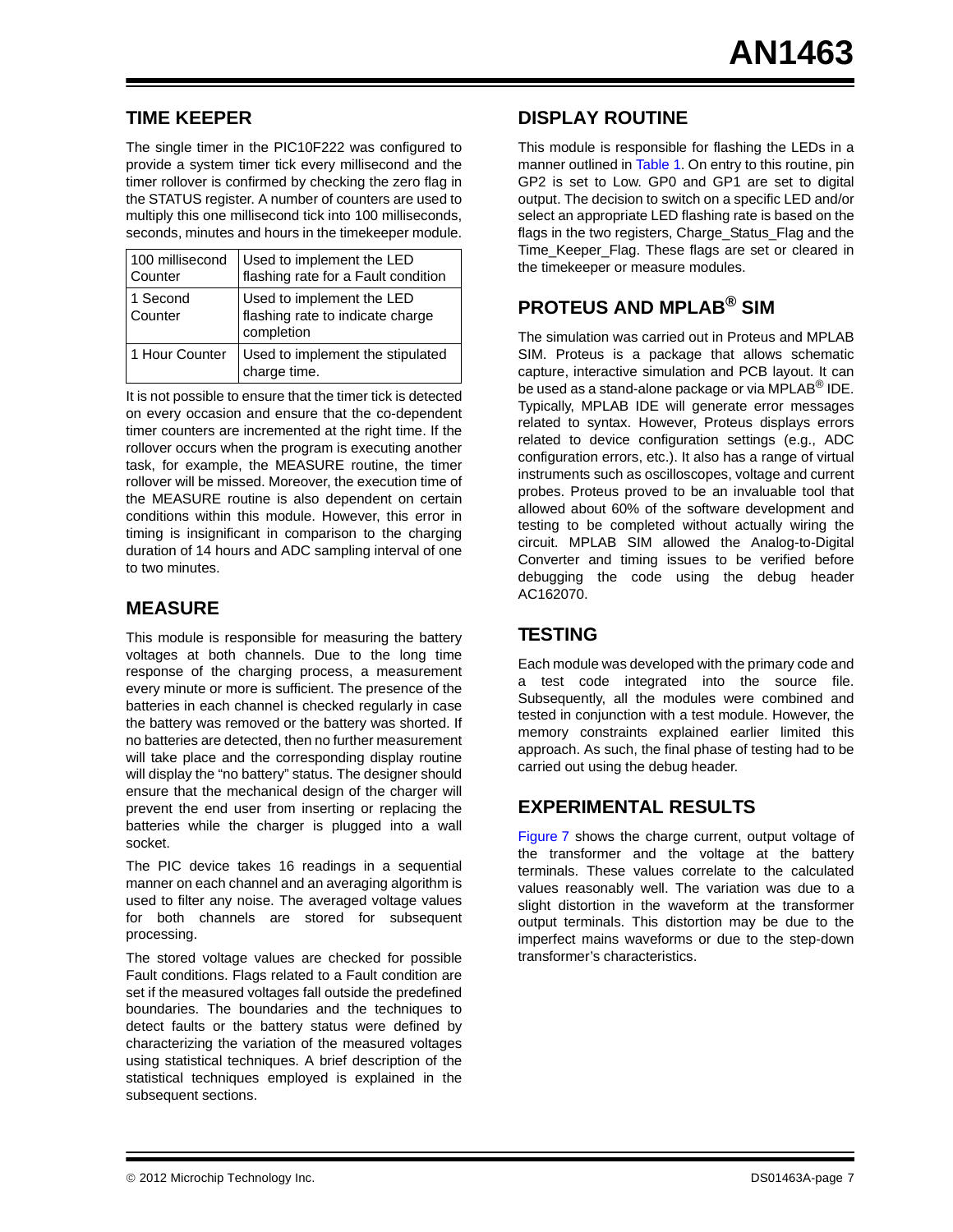## TIME KEEPER

The single timer in the PIC10F222 was configured to provide a system timer tick every millisecond and the timer rollover is confirmed by checking the zero flag in the STATUS register. A number of counters are used to multiply this one millisecond tick into 100 milliseconds, seconds, minutes and hours in the timekeeper module.

| | |
|---|---|
| 100 millisecond Counter | Used to implement the LED flashing rate for a Fault condition |
| 1 Second Counter | Used to implement the LED flashing rate to indicate charge completion |
| 1 Hour Counter | Used to implement the stipulated charge time. |

It is not possible to ensure that the timer tick is detected on every occasion and ensure that the co-dependent timer counters are incremented at the right time. If the rollover occurs when the program is executing another task, for example, the MEASURE routine, the timer rollover will be missed. Moreover, the execution time of the MEASURE routine is also dependent on certain conditions within this module. However, this error in timing is insignificant in comparison to the charging duration of 14 hours and ADC sampling interval of one to two minutes.

## MEASURE

This module is responsible for measuring the battery voltages at both channels. Due to the long time response of the charging process, a measurement every minute or more is sufficient. The presence of the batteries in each channel is checked regularly in case the battery was removed or the battery was shorted. If no batteries are detected, then no further measurement will take place and the corresponding display routine will display the "no battery" status. The designer should ensure that the mechanical design of the charger will prevent the end user from inserting or replacing the batteries while the charger is plugged into a wall socket.

The PIC device takes 16 readings in a sequential manner on each channel and an averaging algorithm is used to filter any noise. The averaged voltage values for both channels are stored for subsequent processing.

The stored voltage values are checked for possible Fault conditions. Flags related to a Fault condition are set if the measured voltages fall outside the predefined boundaries. The boundaries and the techniques to detect faults or the battery status were defined by characterizing the variation of the measured voltages using statistical techniques. A brief description of the statistical techniques employed is explained in the subsequent sections.

## DISPLAY ROUTINE

This module is responsible for flashing the LEDs in a manner outlined in Table 1. On entry to this routine, pin GP2 is set to Low. GP0 and GP1 are set to digital output. The decision to switch on a specific LED and/or select an appropriate LED flashing rate is based on the flags in the two registers, Charge_Status_Flag and the Time_Keeper_Flag. These flags are set or cleared in the timekeeper or measure modules.

## PROTEUS AND MPLAB® SIM

The simulation was carried out in Proteus and MPLAB SIM. Proteus is a package that allows schematic capture, interactive simulation and PCB layout. It can be used as a stand-alone package or via MPLAB® IDE. Typically, MPLAB IDE will generate error messages related to syntax. However, Proteus displays errors related to device configuration settings (e.g., ADC configuration errors, etc.). It also has a range of virtual instruments such as oscilloscopes, voltage and current probes. Proteus proved to be an invaluable tool that allowed about 60% of the software development and testing to be completed without actually wiring the circuit. MPLAB SIM allowed the Analog-to-Digital Converter and timing issues to be verified before debugging the code using the debug header AC162070.

## TESTING

Each module was developed with the primary code and a test code integrated into the source file. Subsequently, all the modules were combined and tested in conjunction with a test module. However, the memory constraints explained earlier limited this approach. As such, the final phase of testing had to be carried out using the debug header.

## EXPERIMENTAL RESULTS

Figure 7 shows the charge current, output voltage of the transformer and the voltage at the battery terminals. These values correlate to the calculated values reasonably well. The variation was due to a slight distortion in the waveform at the transformer output terminals. This distortion may be due to the imperfect mains waveforms or due to the step-down transformer's characteristics.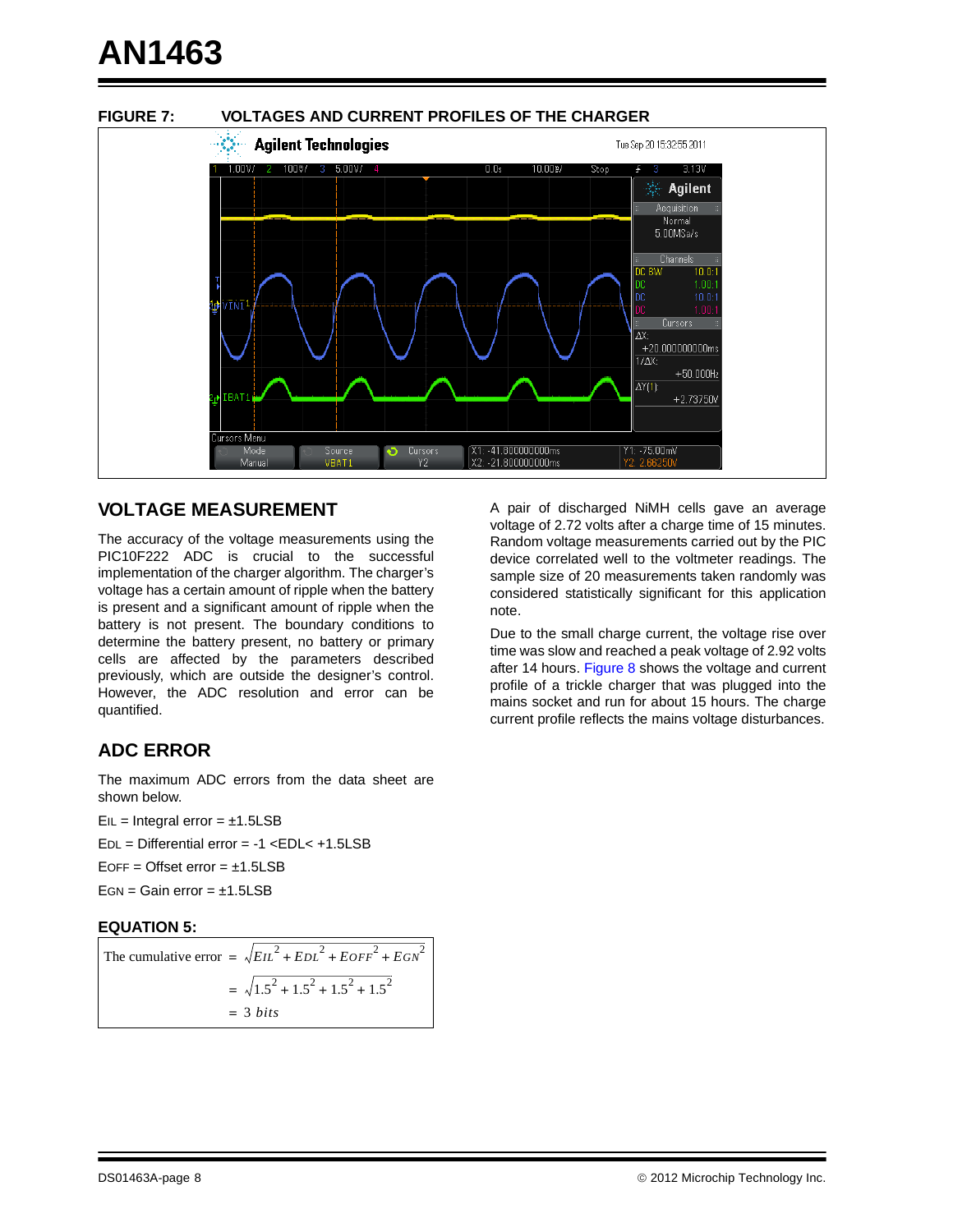**FIGURE 7: VOLTAGES AND CURRENT PROFILES OF THE CHARGER**

## VOLTAGE MEASUREMENT

The accuracy of the voltage measurements using the PIC10F222 ADC is crucial to the successful implementation of the charger algorithm. The charger's voltage has a certain amount of ripple when the battery is present and a significant amount of ripple when the battery is not present. The boundary conditions to determine the battery present, no battery or primary cells are affected by the parameters described previously, which are outside the designer's control. However, the ADC resolution and error can be quantified.

## ADC ERROR

The maximum ADC errors from the data sheet are shown below.

$E_{IL}$ = Integral error = ±1.5LSB

$E_{DL}$ = Differential error = -1 <EDL< +1.5LSB

$E_{OFF}$ = Offset error = ±1.5LSB

$E_{GN}$ = Gain error = ±1.5LSB

**EQUATION 5:**

$$\text{The cumulative error} = \sqrt{E_{IL}^2 + E_{DL}^2 + E_{OFF}^2 + E_{GN}^2}$$

$$= \sqrt{1.5^2 + 1.5^2 + 1.5^2 + 1.5^2}$$

$$= 3\ bits$$

A pair of discharged NiMH cells gave an average voltage of 2.72 volts after a charge time of 15 minutes. Random voltage measurements carried out by the PIC device correlated well to the voltmeter readings. The sample size of 20 measurements taken randomly was considered statistically significant for this application note.

Due to the small charge current, the voltage rise over time was slow and reached a peak voltage of 2.92 volts after 14 hours. Figure 8 shows the voltage and current profile of a trickle charger that was plugged into the mains socket and run for about 15 hours. The charge current profile reflects the mains voltage disturbances.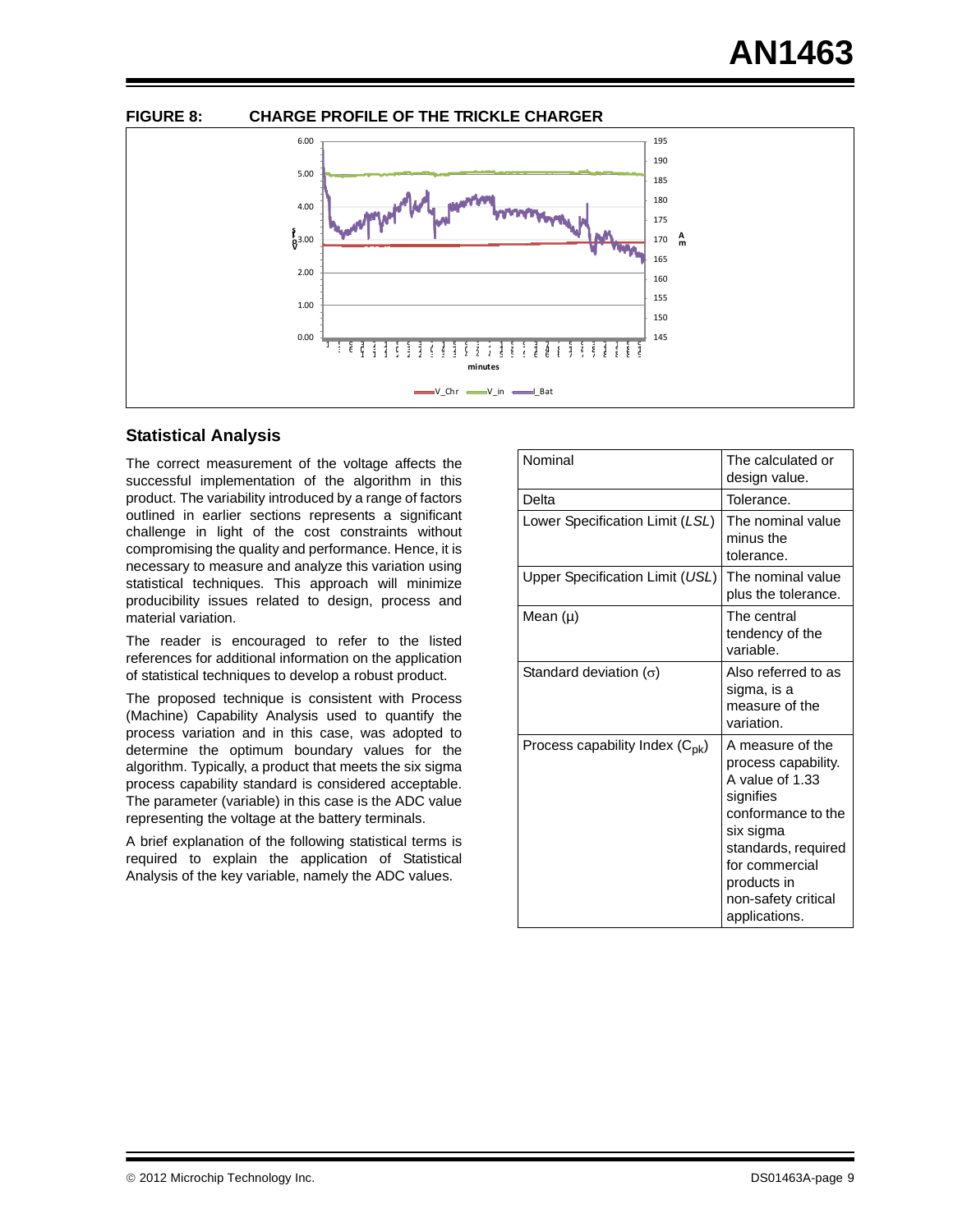**FIGURE 8: CHARGE PROFILE OF THE TRICKLE CHARGER**

## Statistical Analysis

The correct measurement of the voltage affects the successful implementation of the algorithm in this product. The variability introduced by a range of factors outlined in earlier sections represents a significant challenge in light of the cost constraints without compromising the quality and performance. Hence, it is necessary to measure and analyze this variation using statistical techniques. This approach will minimize producibility issues related to design, process and material variation.

The reader is encouraged to refer to the listed references for additional information on the application of statistical techniques to develop a robust product.

The proposed technique is consistent with Process (Machine) Capability Analysis used to quantify the process variation and in this case, was adopted to determine the optimum boundary values for the algorithm. Typically, a product that meets the six sigma process capability standard is considered acceptable. The parameter (variable) in this case is the ADC value representing the voltage at the battery terminals.

A brief explanation of the following statistical terms is required to explain the application of Statistical Analysis of the key variable, namely the ADC values.

| | |
|---|---|
| Nominal | The calculated or design value. |
| Delta | Tolerance. |
| Lower Specification Limit (*LSL*) | The nominal value minus the tolerance. |
| Upper Specification Limit (*USL*) | The nominal value plus the tolerance. |
| Mean (μ) | The central tendency of the variable. |
| Standard deviation (σ) | Also referred to as sigma, is a measure of the variation. |
| Process capability Index ($C_{pk}$) | A measure of the process capability. A value of 1.33 signifies conformance to the six sigma standards, required for commercial products in non-safety critical applications. |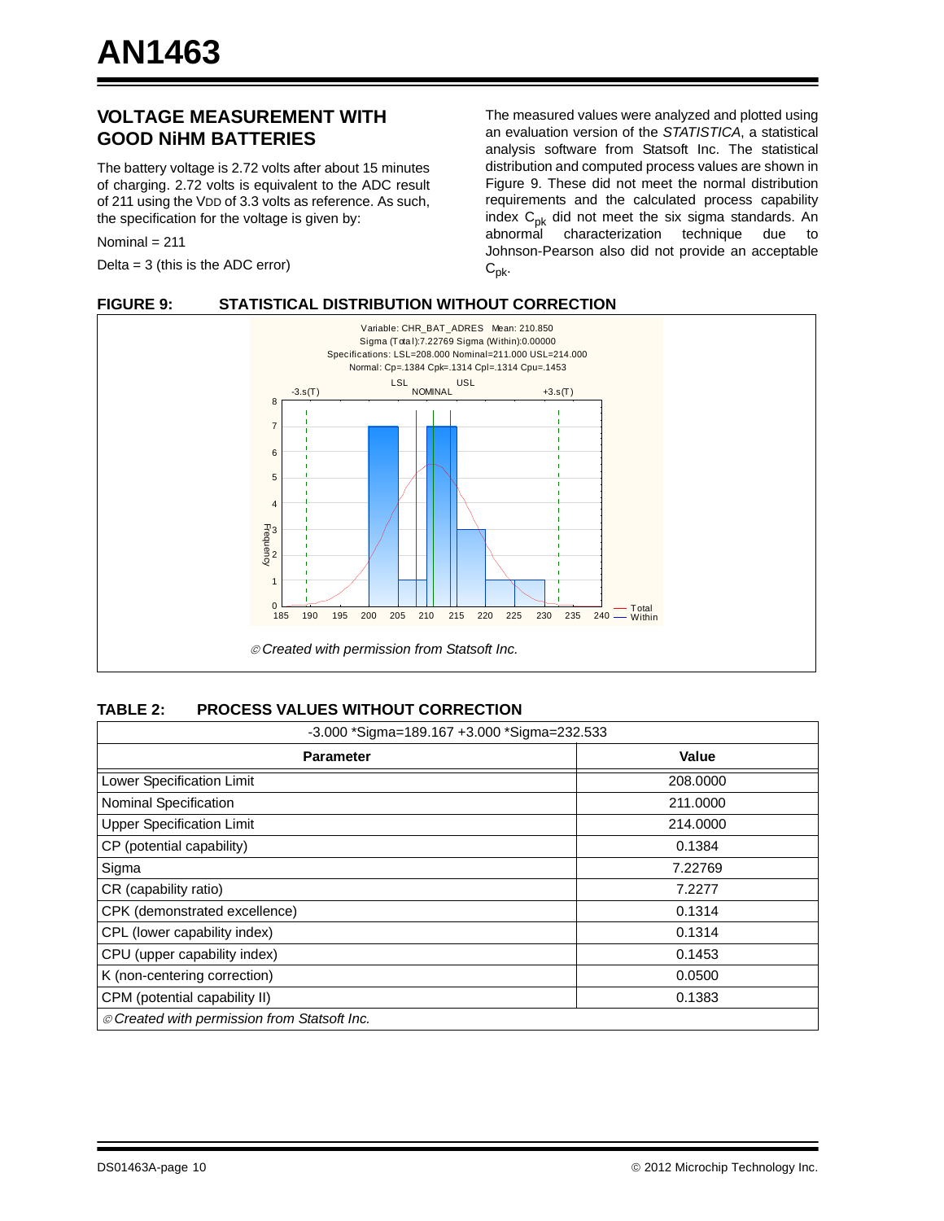## VOLTAGE MEASUREMENT WITH GOOD NiHM BATTERIES

The battery voltage is 2.72 volts after about 15 minutes of charging. 2.72 volts is equivalent to the ADC result of 211 using the VDD of 3.3 volts as reference. As such, the specification for the voltage is given by:

Nominal = 211

Delta = 3 (this is the ADC error)

The measured values were analyzed and plotted using an evaluation version of the *STATISTICA*, a statistical analysis software from Statsoft Inc. The statistical distribution and computed process values are shown in Figure 9. These did not meet the normal distribution requirements and the calculated process capability index $C_{pk}$ did not meet the six sigma standards. An abnormal characterization technique due to Johnson-Pearson also did not provide an acceptable $C_{pk}$.

**FIGURE 9: STATISTICAL DISTRIBUTION WITHOUT CORRECTION**

*© Created with permission from Statsoft Inc.*

**TABLE 2: PROCESS VALUES WITHOUT CORRECTION**

| -3.000 *Sigma=189.167 +3.000 *Sigma=232.533 | |
|---|---|
| **Parameter** | **Value** |
| Lower Specification Limit | 208.0000 |
| Nominal Specification | 211.0000 |
| Upper Specification Limit | 214.0000 |
| CP (potential capability) | 0.1384 |
| Sigma | 7.22769 |
| CR (capability ratio) | 7.2277 |
| CPK (demonstrated excellence) | 0.1314 |
| CPL (lower capability index) | 0.1314 |
| CPU (upper capability index) | 0.1453 |
| K (non-centering correction) | 0.0500 |
| CPM (potential capability II) | 0.1383 |

*© Created with permission from Statsoft Inc.*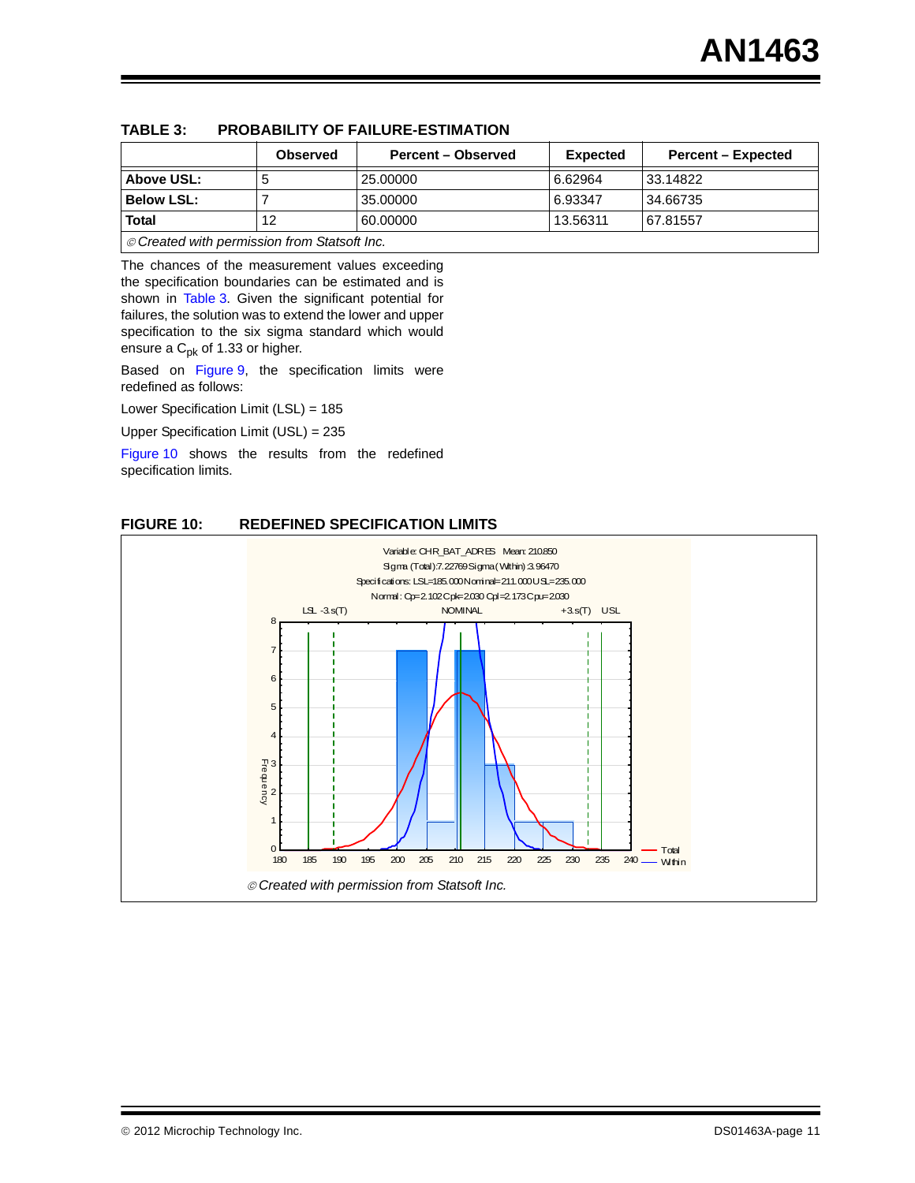**TABLE 3: PROBABILITY OF FAILURE-ESTIMATION**

| | Observed | Percent – Observed | Expected | Percent – Expected |
|---|---|---|---|---|
| **Above USL:** | 5 | 25.00000 | 6.62964 | 33.14822 |
| **Below LSL:** | 7 | 35.00000 | 6.93347 | 34.66735 |
| **Total** | 12 | 60.00000 | 13.56311 | 67.81557 |

*© Created with permission from Statsoft Inc.*

The chances of the measurement values exceeding the specification boundaries can be estimated and is shown in Table 3. Given the significant potential for failures, the solution was to extend the lower and upper specification to the six sigma standard which would ensure a $C_{pk}$ of 1.33 or higher.

Based on Figure 9, the specification limits were redefined as follows:

Lower Specification Limit (LSL) = 185

Upper Specification Limit (USL) = 235

Figure 10 shows the results from the redefined specification limits.

**FIGURE 10: REDEFINED SPECIFICATION LIMITS**

Variable: CHR_BAT_ADRES Mean: 210.850
Sigma (Total): 7.22769 Sigma (Within): 3.96470
Specifications: LSL=185.000 Nominal=211.000 USL=235.000
Normal: Cp=2.102 Cpk=2.030 Cpl=2.173 Cpu=2.030

*© Created with permission from Statsoft Inc.*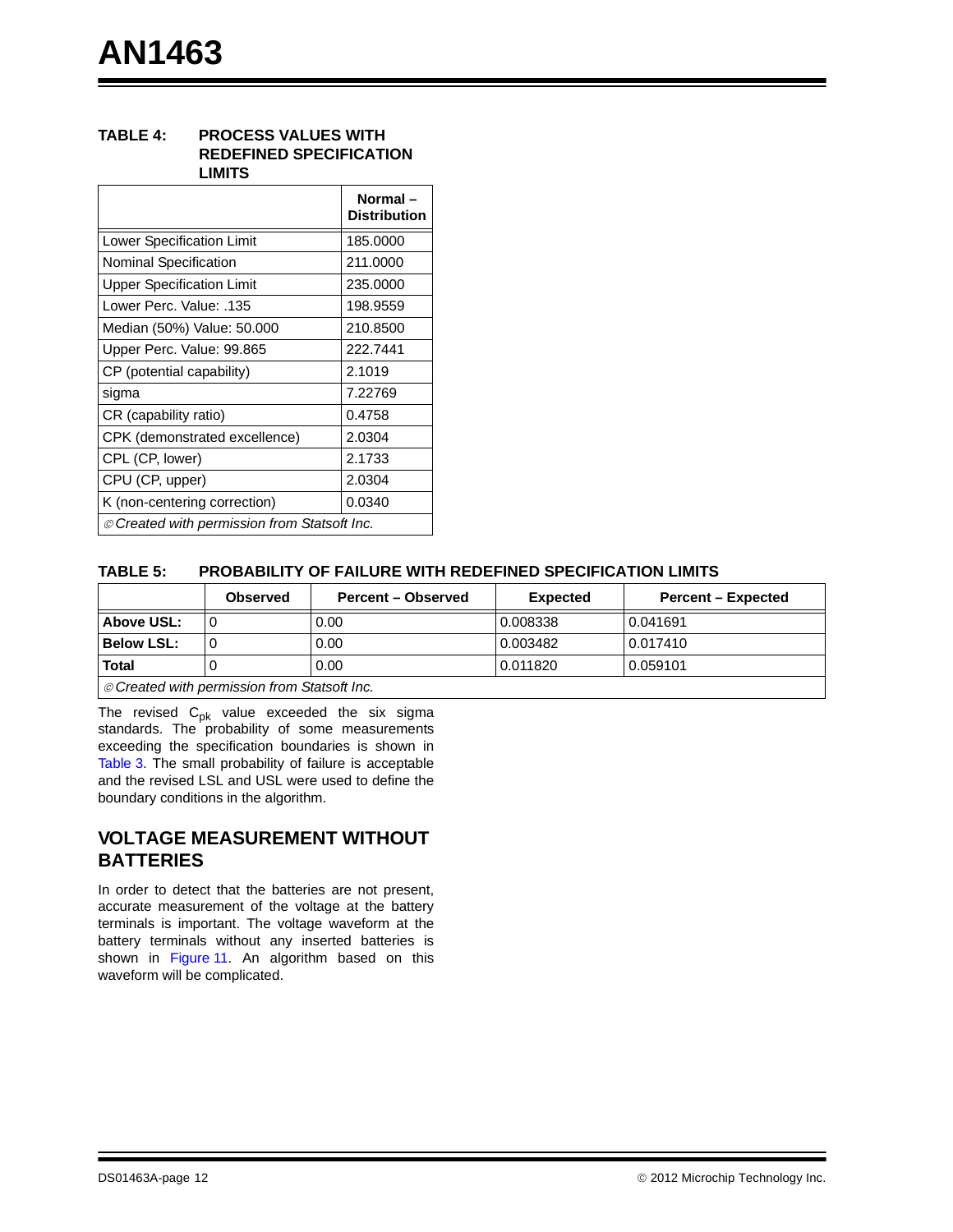**TABLE 4: PROCESS VALUES WITH REDEFINED SPECIFICATION LIMITS**

| | Normal – Distribution |
|---|---|
| Lower Specification Limit | 185.0000 |
| Nominal Specification | 211.0000 |
| Upper Specification Limit | 235.0000 |
| Lower Perc. Value: .135 | 198.9559 |
| Median (50%) Value: 50.000 | 210.8500 |
| Upper Perc. Value: 99.865 | 222.7441 |
| CP (potential capability) | 2.1019 |
| sigma | 7.22769 |
| CR (capability ratio) | 0.4758 |
| CPK (demonstrated excellence) | 2.0304 |
| CPL (CP, lower) | 2.1733 |
| CPU (CP, upper) | 2.0304 |
| K (non-centering correction) | 0.0340 |

*© Created with permission from Statsoft Inc.*

**TABLE 5: PROBABILITY OF FAILURE WITH REDEFINED SPECIFICATION LIMITS**

| | Observed | Percent – Observed | Expected | Percent – Expected |
|---|---|---|---|---|
| **Above USL:** | 0 | 0.00 | 0.008338 | 0.041691 |
| **Below LSL:** | 0 | 0.00 | 0.003482 | 0.017410 |
| **Total** | 0 | 0.00 | 0.011820 | 0.059101 |

*© Created with permission from Statsoft Inc.*

The revised $C_{pk}$ value exceeded the six sigma standards. The probability of some measurements exceeding the specification boundaries is shown in Table 3. The small probability of failure is acceptable and the revised LSL and USL were used to define the boundary conditions in the algorithm.

## VOLTAGE MEASUREMENT WITHOUT BATTERIES

In order to detect that the batteries are not present, accurate measurement of the voltage at the battery terminals is important. The voltage waveform at the battery terminals without any inserted batteries is shown in Figure 11. An algorithm based on this waveform will be complicated.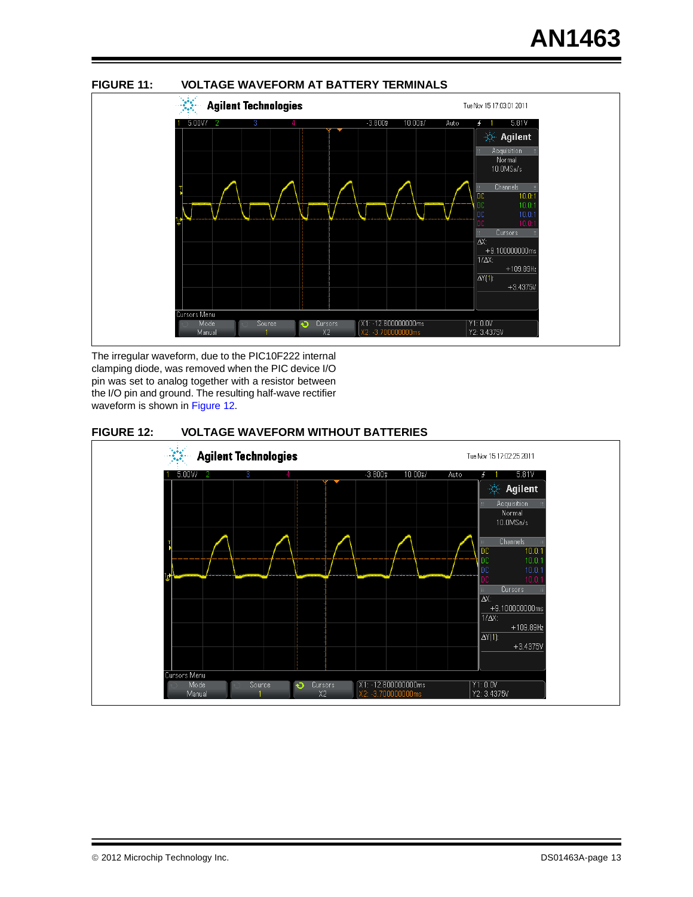**FIGURE 11: VOLTAGE WAVEFORM AT BATTERY TERMINALS**

The irregular waveform, due to the PIC10F222 internal clamping diode, was removed when the PIC device I/O pin was set to analog together with a resistor between the I/O pin and ground. The resulting half-wave rectifier waveform is shown in Figure 12.

**FIGURE 12: VOLTAGE WAVEFORM WITHOUT BATTERIES**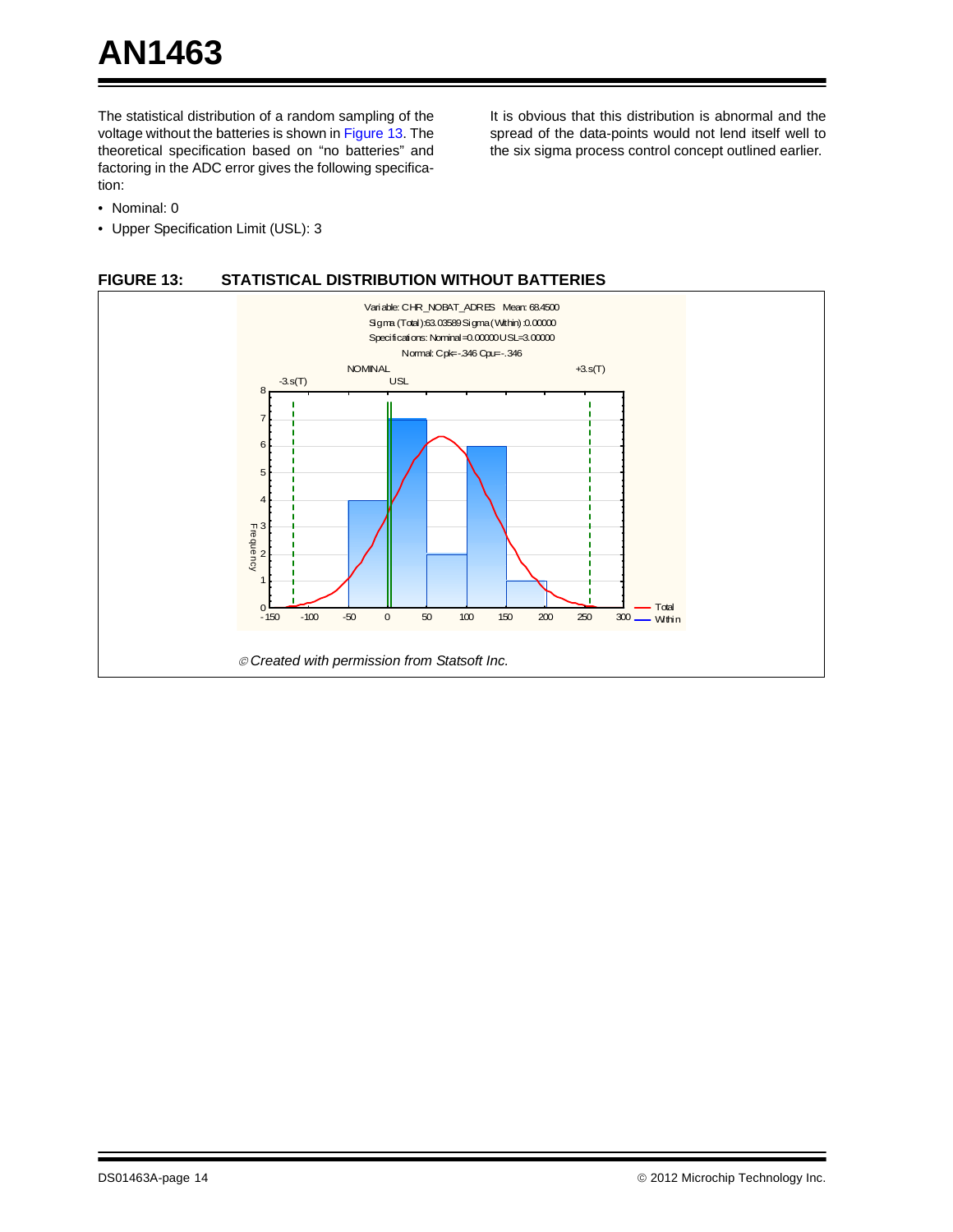The statistical distribution of a random sampling of the voltage without the batteries is shown in Figure 13. The theoretical specification based on "no batteries" and factoring in the ADC error gives the following specification:

- Nominal: 0
- Upper Specification Limit (USL): 3

It is obvious that this distribution is abnormal and the spread of the data-points would not lend itself well to the six sigma process control concept outlined earlier.

**FIGURE 13: STATISTICAL DISTRIBUTION WITHOUT BATTERIES**

Variable: CHR_NOBAT_ADRES Mean: 68.4500
Sigma (Total):63.03589 Sigma (Within):0.00000
Specifications: Nominal=0.00000 USL=3.00000
Normal: Cpk=-.346 Cpu=-.346

© *Created with permission from Statsoft Inc.*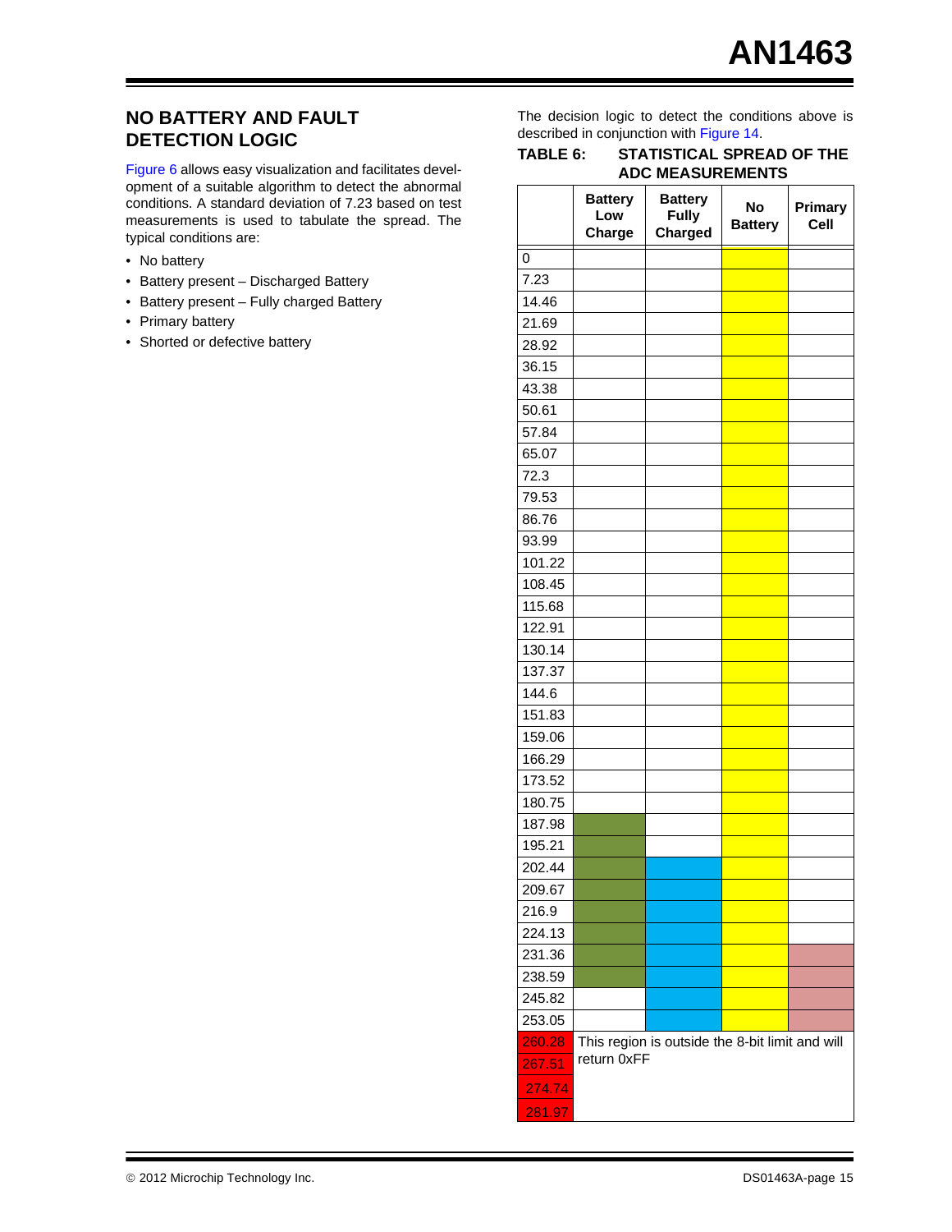## NO BATTERY AND FAULT DETECTION LOGIC

Figure 6 allows easy visualization and facilitates development of a suitable algorithm to detect the abnormal conditions. A standard deviation of 7.23 based on test measurements is used to tabulate the spread. The typical conditions are:

- No battery
- Battery present – Discharged Battery
- Battery present – Fully charged Battery
- Primary battery
- Shorted or defective battery

The decision logic to detect the conditions above is described in conjunction with Figure 14.

**TABLE 6: STATISTICAL SPREAD OF THE ADC MEASUREMENTS**

| | Battery Low Charge | Battery Fully Charged | No Battery | Primary Cell |
|---|---|---|---|---|
| 0 | | | ■ | |
| 7.23 | | | ■ | |
| 14.46 | | | ■ | |
| 21.69 | | | ■ | |
| 28.92 | | | ■ | |
| 36.15 | | | ■ | |
| 43.38 | | | ■ | |
| 50.61 | | | ■ | |
| 57.84 | | | ■ | |
| 65.07 | | | ■ | |
| 72.3 | | | ■ | |
| 79.53 | | | ■ | |
| 86.76 | | | ■ | |
| 93.99 | | | ■ | |
| 101.22 | | | ■ | |
| 108.45 | | | ■ | |
| 115.68 | | | ■ | |
| 122.91 | | | ■ | |
| 130.14 | | | ■ | |
| 137.37 | | | ■ | |
| 144.6 | | | ■ | |
| 151.83 | | | ■ | |
| 159.06 | | | ■ | |
| 166.29 | | | ■ | |
| 173.52 | | | ■ | |
| 180.75 | | | ■ | |
| 187.98 | ■ | | ■ | |
| 195.21 | ■ | | ■ | |
| 202.44 | ■ | ■ | ■ | |
| 209.67 | ■ | ■ | ■ | |
| 216.9 | ■ | ■ | ■ | |
| 224.13 | ■ | ■ | ■ | |
| 231.36 | ■ | ■ | ■ | ■ |
| 238.59 | ■ | ■ | ■ | ■ |
| 245.82 | | ■ | ■ | ■ |
| 253.05 | | ■ | ■ | ■ |
| 260.28 | This region is outside the 8-bit limit and will return 0xFF | | | |
| 267.51 | | | | |
| 274.74 | | | | |
| 281.97 | | | | |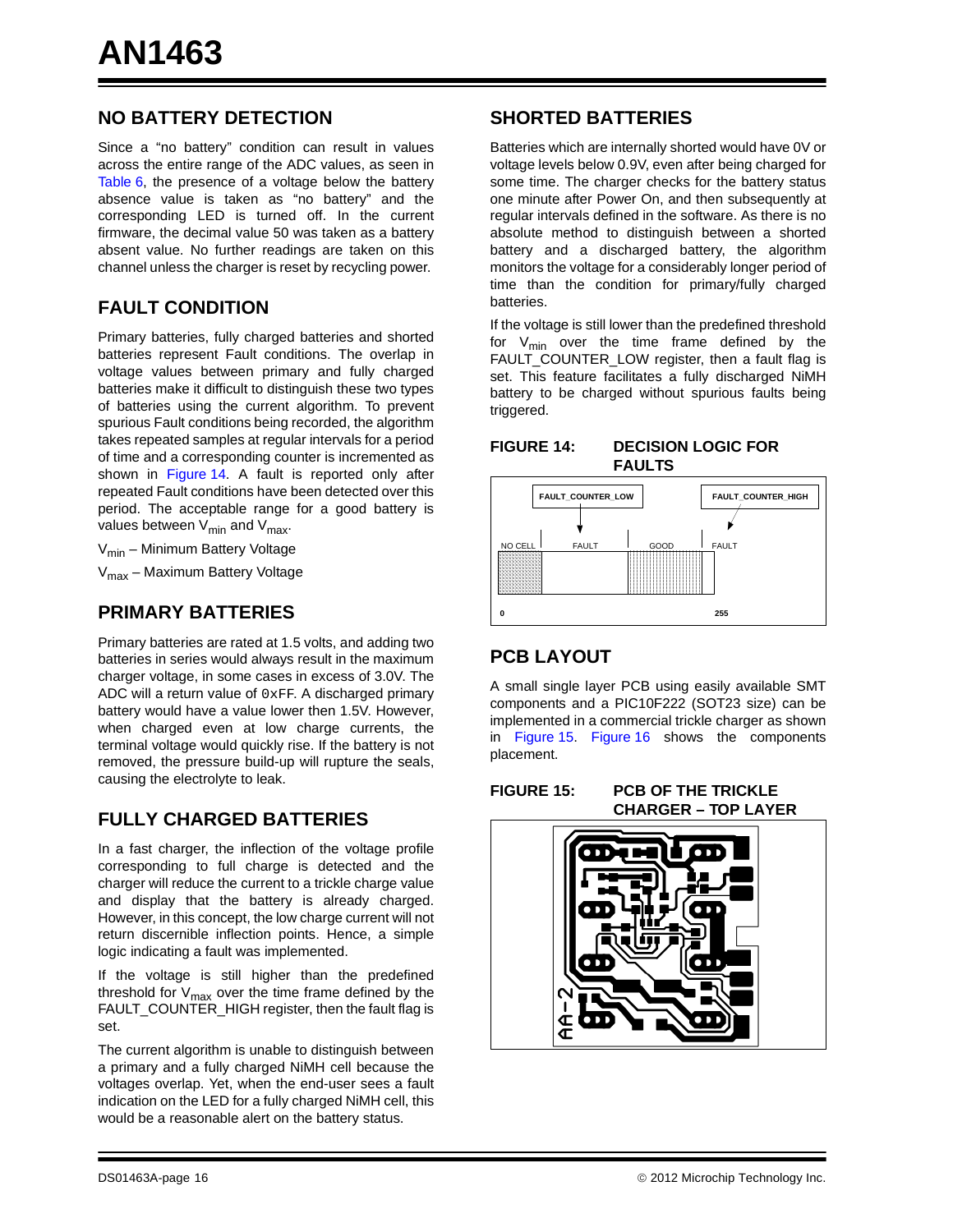## NO BATTERY DETECTION

Since a "no battery" condition can result in values across the entire range of the ADC values, as seen in Table 6, the presence of a voltage below the battery absence value is taken as "no battery" and the corresponding LED is turned off. In the current firmware, the decimal value 50 was taken as a battery absent value. No further readings are taken on this channel unless the charger is reset by recycling power.

## FAULT CONDITION

Primary batteries, fully charged batteries and shorted batteries represent Fault conditions. The overlap in voltage values between primary and fully charged batteries make it difficult to distinguish these two types of batteries using the current algorithm. To prevent spurious Fault conditions being recorded, the algorithm takes repeated samples at regular intervals for a period of time and a corresponding counter is incremented as shown in Figure 14. A fault is reported only after repeated Fault conditions have been detected over this period. The acceptable range for a good battery is values between $V_{min}$ and $V_{max}$.

$V_{min}$ – Minimum Battery Voltage

$V_{max}$ – Maximum Battery Voltage

## PRIMARY BATTERIES

Primary batteries are rated at 1.5 volts, and adding two batteries in series would always result in the maximum charger voltage, in some cases in excess of 3.0V. The ADC will a return value of 0xFF. A discharged primary battery would have a value lower then 1.5V. However, when charged even at low charge currents, the terminal voltage would quickly rise. If the battery is not removed, the pressure build-up will rupture the seals, causing the electrolyte to leak.

## FULLY CHARGED BATTERIES

In a fast charger, the inflection of the voltage profile corresponding to full charge is detected and the charger will reduce the current to a trickle charge value and display that the battery is already charged. However, in this concept, the low charge current will not return discernible inflection points. Hence, a simple logic indicating a fault was implemented.

If the voltage is still higher than the predefined threshold for $V_{max}$ over the time frame defined by the FAULT_COUNTER_HIGH register, then the fault flag is set.

The current algorithm is unable to distinguish between a primary and a fully charged NiMH cell because the voltages overlap. Yet, when the end-user sees a fault indication on the LED for a fully charged NiMH cell, this would be a reasonable alert on the battery status.

## SHORTED BATTERIES

Batteries which are internally shorted would have 0V or voltage levels below 0.9V, even after being charged for some time. The charger checks for the battery status one minute after Power On, and then subsequently at regular intervals defined in the software. As there is no absolute method to distinguish between a shorted battery and a discharged battery, the algorithm monitors the voltage for a considerably longer period of time than the condition for primary/fully charged batteries.

If the voltage is still lower than the predefined threshold for $V_{min}$ over the time frame defined by the FAULT_COUNTER_LOW register, then a fault flag is set. This feature facilitates a fully discharged NiMH battery to be charged without spurious faults being triggered.

**FIGURE 14: DECISION LOGIC FOR FAULTS**

FAULT_COUNTER_LOW  FAULT_COUNTER_HIGH

NO CELL  FAULT  GOOD  FAULT

0  255

## PCB LAYOUT

A small single layer PCB using easily available SMT components and a PIC10F222 (SOT23 size) can be implemented in a commercial trickle charger as shown in Figure 15. Figure 16 shows the components placement.

**FIGURE 15: PCB OF THE TRICKLE CHARGER – TOP LAYER**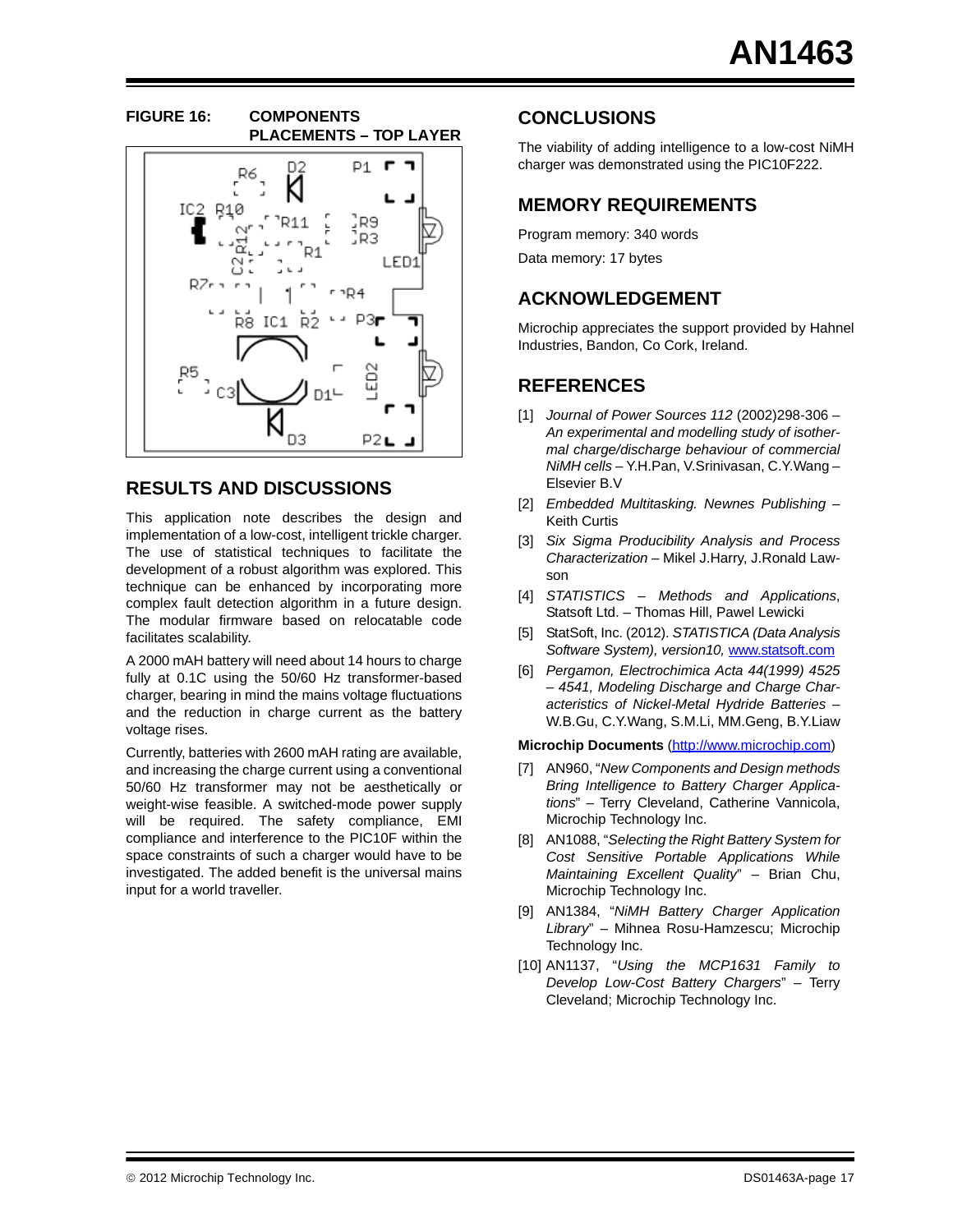**FIGURE 16: COMPONENTS PLACEMENTS – TOP LAYER**

## RESULTS AND DISCUSSIONS

This application note describes the design and implementation of a low-cost, intelligent trickle charger. The use of statistical techniques to facilitate the development of a robust algorithm was explored. This technique can be enhanced by incorporating more complex fault detection algorithm in a future design. The modular firmware based on relocatable code facilitates scalability.

A 2000 mAH battery will need about 14 hours to charge fully at 0.1C using the 50/60 Hz transformer-based charger, bearing in mind the mains voltage fluctuations and the reduction in charge current as the battery voltage rises.

Currently, batteries with 2600 mAH rating are available, and increasing the charge current using a conventional 50/60 Hz transformer may not be aesthetically or weight-wise feasible. A switched-mode power supply will be required. The safety compliance, EMI compliance and interference to the PIC10F within the space constraints of such a charger would have to be investigated. The added benefit is the universal mains input for a world traveller.

## CONCLUSIONS

The viability of adding intelligence to a low-cost NiMH charger was demonstrated using the PIC10F222.

## MEMORY REQUIREMENTS

Program memory: 340 words

Data memory: 17 bytes

## ACKNOWLEDGEMENT

Microchip appreciates the support provided by Hahnel Industries, Bandon, Co Cork, Ireland.

## REFERENCES

[1] *Journal of Power Sources 112* (2002)298-306 – *An experimental and modelling study of isothermal charge/discharge behaviour of commercial NiMH cells* – Y.H.Pan, V.Srinivasan, C.Y.Wang – Elsevier B.V

[2] *Embedded Multitasking. Newnes Publishing* – Keith Curtis

[3] *Six Sigma Producibility Analysis and Process Characterization* – Mikel J.Harry, J.Ronald Lawson

[4] *STATISTICS – Methods and Applications*, Statsoft Ltd. – Thomas Hill, Pawel Lewicki

[5] StatSoft, Inc. (2012). *STATISTICA (Data Analysis Software System), version10,* www.statsoft.com

[6] *Pergamon, Electrochimica Acta 44(1999) 4525 – 4541, Modeling Discharge and Charge Characteristics of Nickel-Metal Hydride Batteries* – W.B.Gu, C.Y.Wang, S.M.Li, MM.Geng, B.Y.Liaw

**Microchip Documents** (http://www.microchip.com)

[7] AN960, "*New Components and Design methods Bring Intelligence to Battery Charger Applications*" – Terry Cleveland, Catherine Vannicola, Microchip Technology Inc.

[8] AN1088, "*Selecting the Right Battery System for Cost Sensitive Portable Applications While Maintaining Excellent Quality*" – Brian Chu, Microchip Technology Inc.

[9] AN1384, "*NiMH Battery Charger Application Library*" – Mihnea Rosu-Hamzescu; Microchip Technology Inc.

[10] AN1137, "*Using the MCP1631 Family to Develop Low-Cost Battery Chargers*" – Terry Cleveland; Microchip Technology Inc.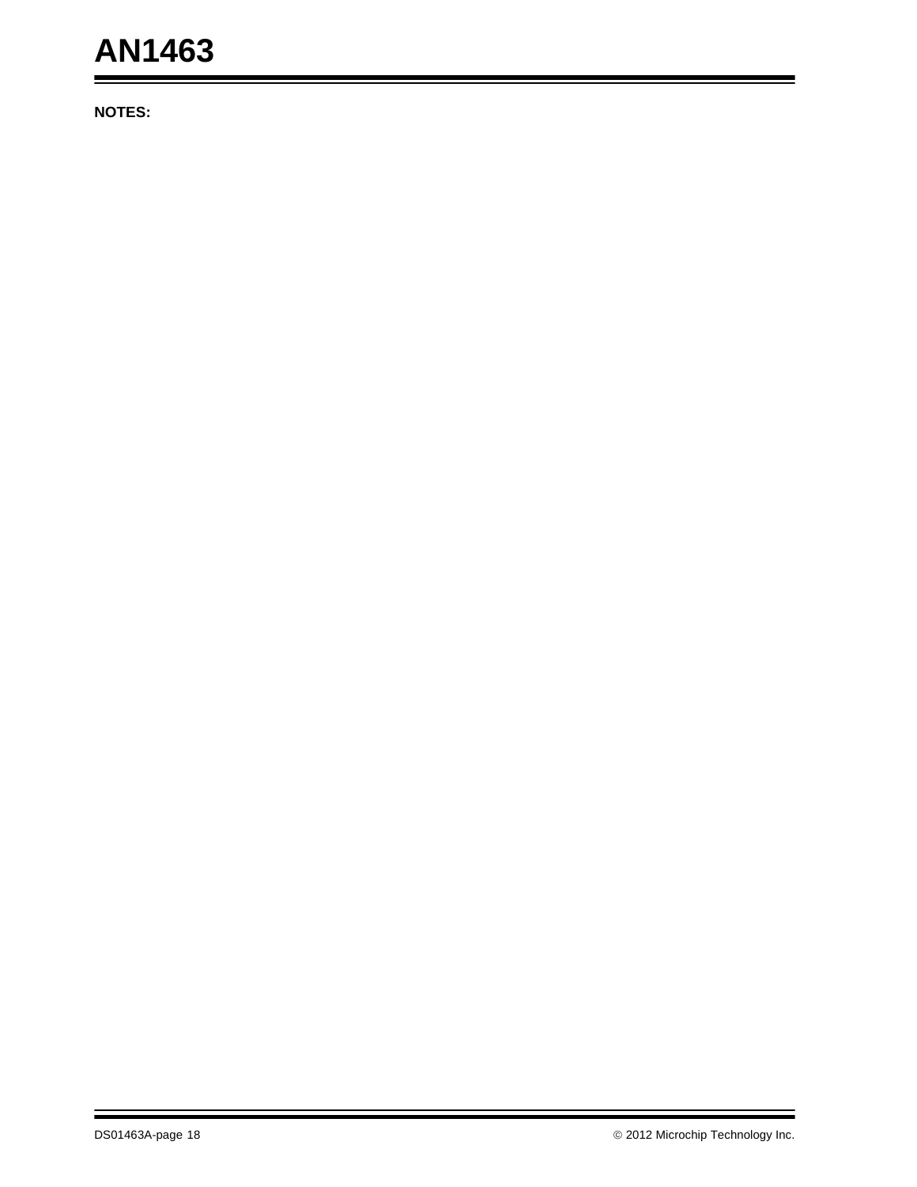**NOTES:**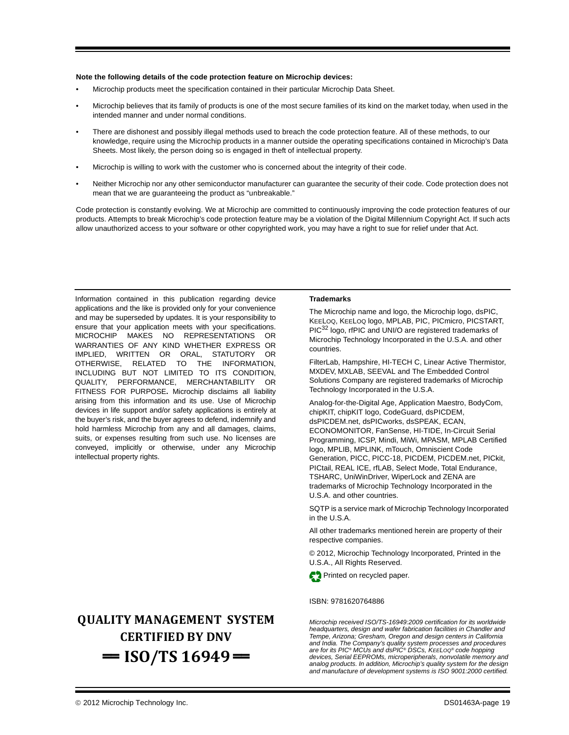**Note the following details of the code protection feature on Microchip devices:**

- Microchip products meet the specification contained in their particular Microchip Data Sheet.
- Microchip believes that its family of products is one of the most secure families of its kind on the market today, when used in the intended manner and under normal conditions.
- There are dishonest and possibly illegal methods used to breach the code protection feature. All of these methods, to our knowledge, require using the Microchip products in a manner outside the operating specifications contained in Microchip's Data Sheets. Most likely, the person doing so is engaged in theft of intellectual property.
- Microchip is willing to work with the customer who is concerned about the integrity of their code.
- Neither Microchip nor any other semiconductor manufacturer can guarantee the security of their code. Code protection does not mean that we are guaranteeing the product as "unbreakable."

Code protection is constantly evolving. We at Microchip are committed to continuously improving the code protection features of our products. Attempts to break Microchip's code protection feature may be a violation of the Digital Millennium Copyright Act. If such acts allow unauthorized access to your software or other copyrighted work, you may have a right to sue for relief under that Act.

Information contained in this publication regarding device applications and the like is provided only for your convenience and may be superseded by updates. It is your responsibility to ensure that your application meets with your specifications. MICROCHIP MAKES NO REPRESENTATIONS OR WARRANTIES OF ANY KIND WHETHER EXPRESS OR IMPLIED, WRITTEN OR ORAL, STATUTORY OR OTHERWISE, RELATED TO THE INFORMATION, INCLUDING BUT NOT LIMITED TO ITS CONDITION, QUALITY, PERFORMANCE, MERCHANTABILITY OR FITNESS FOR PURPOSE**.** Microchip disclaims all liability arising from this information and its use. Use of Microchip devices in life support and/or safety applications is entirely at the buyer's risk, and the buyer agrees to defend, indemnify and hold harmless Microchip from any and all damages, claims, suits, or expenses resulting from such use. No licenses are conveyed, implicitly or otherwise, under any Microchip intellectual property rights.

**QUALITY MANAGEMENT SYSTEM CERTIFIED BY DNV**

**== ISO/TS 16949 ==**

**Trademarks**

The Microchip name and logo, the Microchip logo, dsPIC, KEELOQ, KEELOQ logo, MPLAB, PIC, PICmicro, PICSTART, PIC[32] logo, rfPIC and UNI/O are registered trademarks of Microchip Technology Incorporated in the U.S.A. and other countries.

FilterLab, Hampshire, HI-TECH C, Linear Active Thermistor, MXDEV, MXLAB, SEEVAL and The Embedded Control Solutions Company are registered trademarks of Microchip Technology Incorporated in the U.S.A.

Analog-for-the-Digital Age, Application Maestro, BodyCom, chipKIT, chipKIT logo, CodeGuard, dsPICDEM, dsPICDEM.net, dsPICworks, dsSPEAK, ECAN, ECONOMONITOR, FanSense, HI-TIDE, In-Circuit Serial Programming, ICSP, Mindi, MiWi, MPASM, MPLAB Certified logo, MPLIB, MPLINK, mTouch, Omniscient Code Generation, PICC, PICC-18, PICDEM, PICDEM.net, PICkit, PICtail, REAL ICE, rfLAB, Select Mode, Total Endurance, TSHARC, UniWinDriver, WiperLock and ZENA are trademarks of Microchip Technology Incorporated in the U.S.A. and other countries.

SQTP is a service mark of Microchip Technology Incorporated in the U.S.A.

All other trademarks mentioned herein are property of their respective companies.

© 2012, Microchip Technology Incorporated, Printed in the U.S.A., All Rights Reserved.

Printed on recycled paper.

ISBN: 9781620764886

*Microchip received ISO/TS-16949:2009 certification for its worldwide headquarters, design and wafer fabrication facilities in Chandler and Tempe, Arizona; Gresham, Oregon and design centers in California and India. The Company's quality system processes and procedures are for its PIC® MCUs and dsPIC® DSCs, KEELOQ® code hopping devices, Serial EEPROMs, microperipherals, nonvolatile memory and analog products. In addition, Microchip's quality system for the design and manufacture of development systems is ISO 9001:2000 certified.*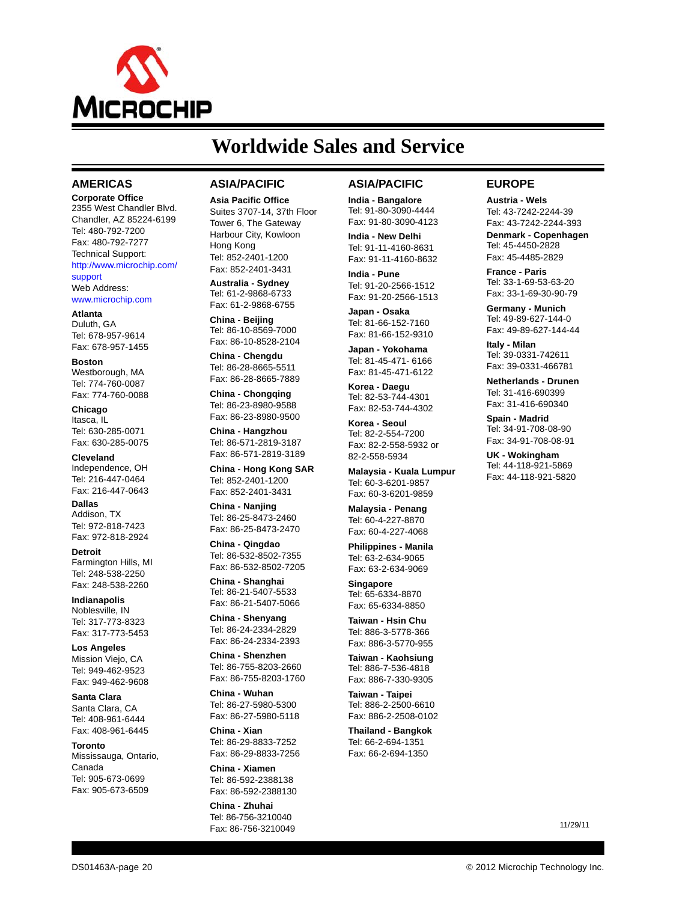# Worldwide Sales and Service

## AMERICAS

**Corporate Office**
2355 West Chandler Blvd.
Chandler, AZ 85224-6199
Tel: 480-792-7200
Fax: 480-792-7277
Technical Support:
http://www.microchip.com/support
Web Address:
www.microchip.com

**Atlanta**
Duluth, GA
Tel: 678-957-9614
Fax: 678-957-1455

**Boston**
Westborough, MA
Tel: 774-760-0087
Fax: 774-760-0088

**Chicago**
Itasca, IL
Tel: 630-285-0071
Fax: 630-285-0075

**Cleveland**
Independence, OH
Tel: 216-447-0464
Fax: 216-447-0643

**Dallas**
Addison, TX
Tel: 972-818-7423
Fax: 972-818-2924

**Detroit**
Farmington Hills, MI
Tel: 248-538-2250
Fax: 248-538-2260

**Indianapolis**
Noblesville, IN
Tel: 317-773-8323
Fax: 317-773-5453

**Los Angeles**
Mission Viejo, CA
Tel: 949-462-9523
Fax: 949-462-9608

**Santa Clara**
Santa Clara, CA
Tel: 408-961-6444
Fax: 408-961-6445

**Toronto**
Mississauga, Ontario, Canada
Tel: 905-673-0699
Fax: 905-673-6509

## ASIA/PACIFIC

**Asia Pacific Office**
Suites 3707-14, 37th Floor
Tower 6, The Gateway
Harbour City, Kowloon
Hong Kong
Tel: 852-2401-1200
Fax: 852-2401-3431

**Australia - Sydney**
Tel: 61-2-9868-6733
Fax: 61-2-9868-6755

**China - Beijing**
Tel: 86-10-8569-7000
Fax: 86-10-8528-2104

**China - Chengdu**
Tel: 86-28-8665-5511
Fax: 86-28-8665-7889

**China - Chongqing**
Tel: 86-23-8980-9588
Fax: 86-23-8980-9500

**China - Hangzhou**
Tel: 86-571-2819-3187
Fax: 86-571-2819-3189

**China - Hong Kong SAR**
Tel: 852-2401-1200
Fax: 852-2401-3431

**China - Nanjing**
Tel: 86-25-8473-2460
Fax: 86-25-8473-2470

**China - Qingdao**
Tel: 86-532-8502-7355
Fax: 86-532-8502-7205

**China - Shanghai**
Tel: 86-21-5407-5533
Fax: 86-21-5407-5066

**China - Shenyang**
Tel: 86-24-2334-2829
Fax: 86-24-2334-2393

**China - Shenzhen**
Tel: 86-755-8203-2660
Fax: 86-755-8203-1760

**China - Wuhan**
Tel: 86-27-5980-5300
Fax: 86-27-5980-5118

**China - Xian**
Tel: 86-29-8833-7252
Fax: 86-29-8833-7256

**China - Xiamen**
Tel: 86-592-2388138
Fax: 86-592-2388130

**China - Zhuhai**
Tel: 86-756-3210040
Fax: 86-756-3210049

## ASIA/PACIFIC

**India - Bangalore**
Tel: 91-80-3090-4444
Fax: 91-80-3090-4123

**India - New Delhi**
Tel: 91-11-4160-8631
Fax: 91-11-4160-8632

**India - Pune**
Tel: 91-20-2566-1512
Fax: 91-20-2566-1513

**Japan - Osaka**
Tel: 81-66-152-7160
Fax: 81-66-152-9310

**Japan - Yokohama**
Tel: 81-45-471- 6166
Fax: 81-45-471-6122

**Korea - Daegu**
Tel: 82-53-744-4301
Fax: 82-53-744-4302

**Korea - Seoul**
Tel: 82-2-554-7200
Fax: 82-2-558-5932 or 82-2-558-5934

**Malaysia - Kuala Lumpur**
Tel: 60-3-6201-9857
Fax: 60-3-6201-9859

**Malaysia - Penang**
Tel: 60-4-227-8870
Fax: 60-4-227-4068

**Philippines - Manila**
Tel: 63-2-634-9065
Fax: 63-2-634-9069

**Singapore**
Tel: 65-6334-8870
Fax: 65-6334-8850

**Taiwan - Hsin Chu**
Tel: 886-3-5778-366
Fax: 886-3-5770-955

**Taiwan - Kaohsiung**
Tel: 886-7-536-4818
Fax: 886-7-330-9305

**Taiwan - Taipei**
Tel: 886-2-2500-6610
Fax: 886-2-2508-0102

**Thailand - Bangkok**
Tel: 66-2-694-1351
Fax: 66-2-694-1350

## EUROPE

**Austria - Wels**
Tel: 43-7242-2244-39
Fax: 43-7242-2244-393

**Denmark - Copenhagen**
Tel: 45-4450-2828
Fax: 45-4485-2829

**France - Paris**
Tel: 33-1-69-53-63-20
Fax: 33-1-69-30-90-79

**Germany - Munich**
Tel: 49-89-627-144-0
Fax: 49-89-627-144-44

**Italy - Milan**
Tel: 39-0331-742611
Fax: 39-0331-466781

**Netherlands - Drunen**
Tel: 31-416-690399
Fax: 31-416-690340

**Spain - Madrid**
Tel: 34-91-708-08-90
Fax: 34-91-708-08-91

**UK - Wokingham**
Tel: 44-118-921-5869
Fax: 44-118-921-5820

11/29/11